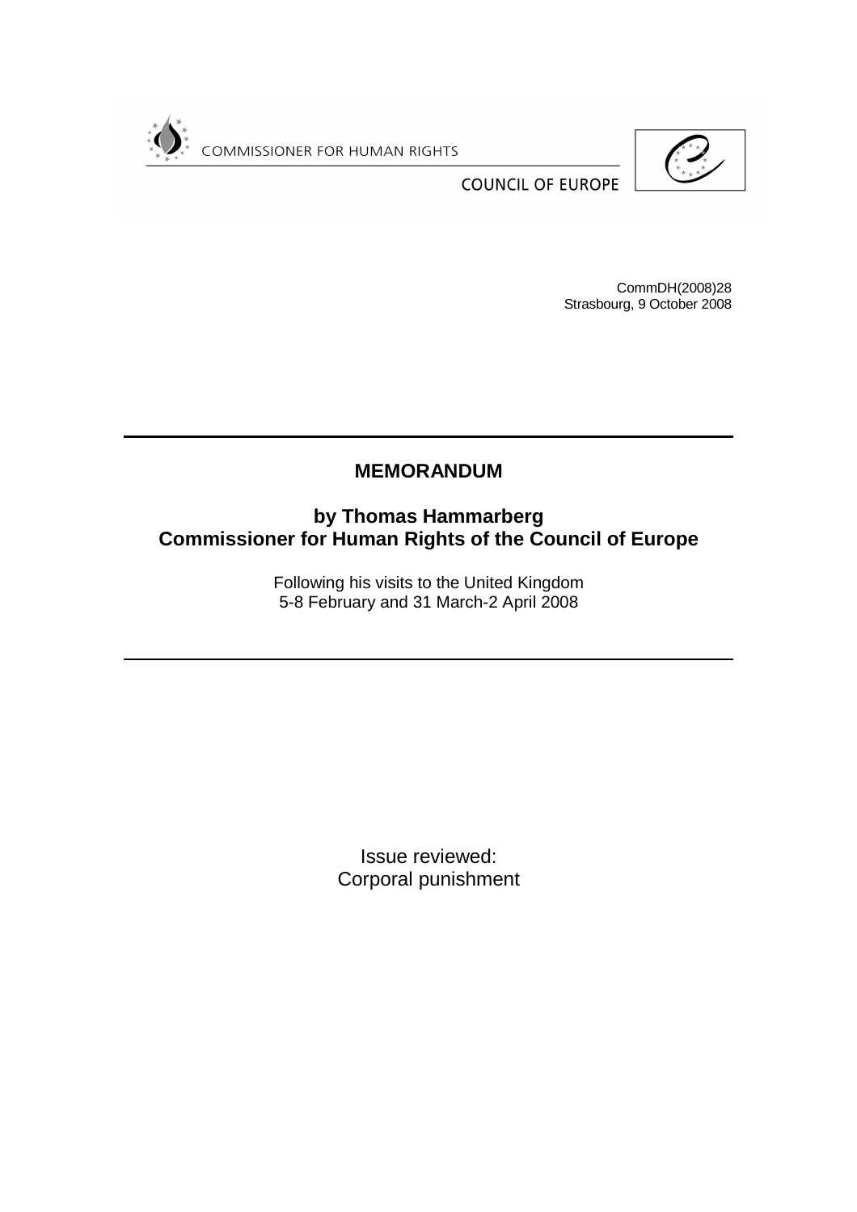COMMISSIONER FOR HUMAN RIGHTS

COUNCIL OF EUROPE

CommDH(2008)28
Strasbourg, 9 October 2008

# MEMORANDUM

## by Thomas Hammarberg
## Commissioner for Human Rights of the Council of Europe

Following his visits to the United Kingdom
5-8 February and 31 March-2 April 2008

Issue reviewed:
Corporal punishment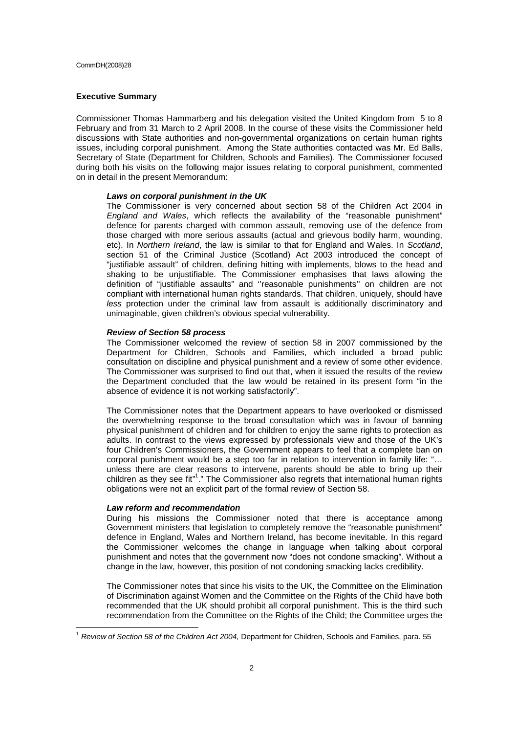## Executive Summary

Commissioner Thomas Hammarberg and his delegation visited the United Kingdom from 5 to 8 February and from 31 March to 2 April 2008. In the course of these visits the Commissioner held discussions with State authorities and non-governmental organizations on certain human rights issues, including corporal punishment. Among the State authorities contacted was Mr. Ed Balls, Secretary of State (Department for Children, Schools and Families). The Commissioner focused during both his visits on the following major issues relating to corporal punishment, commented on in detail in the present Memorandum:

***Laws on corporal punishment in the UK***

The Commissioner is very concerned about section 58 of the Children Act 2004 in *England and Wales*, which reflects the availability of the "reasonable punishment" defence for parents charged with common assault, removing use of the defence from those charged with more serious assaults (actual and grievous bodily harm, wounding, etc). In *Northern Ireland*, the law is similar to that for England and Wales. In *Scotland*, section 51 of the Criminal Justice (Scotland) Act 2003 introduced the concept of "justifiable assault" of children, defining hitting with implements, blows to the head and shaking to be unjustifiable. The Commissioner emphasises that laws allowing the definition of "justifiable assaults" and ''reasonable punishments'' on children are not compliant with international human rights standards. That children, uniquely, should have *less* protection under the criminal law from assault is additionally discriminatory and unimaginable, given children's obvious special vulnerability.

***Review of Section 58 process***

The Commissioner welcomed the review of section 58 in 2007 commissioned by the Department for Children, Schools and Families, which included a broad public consultation on discipline and physical punishment and a review of some other evidence. The Commissioner was surprised to find out that, when it issued the results of the review the Department concluded that the law would be retained in its present form "in the absence of evidence it is not working satisfactorily".

The Commissioner notes that the Department appears to have overlooked or dismissed the overwhelming response to the broad consultation which was in favour of banning physical punishment of children and for children to enjoy the same rights to protection as adults. In contrast to the views expressed by professionals view and those of the UK's four Children's Commissioners, the Government appears to feel that a complete ban on corporal punishment would be a step too far in relation to intervention in family life: "… unless there are clear reasons to intervene, parents should be able to bring up their children as they see fit"[1]." The Commissioner also regrets that international human rights obligations were not an explicit part of the formal review of Section 58.

***Law reform and recommendation***

During his missions the Commissioner noted that there is acceptance among Government ministers that legislation to completely remove the "reasonable punishment" defence in England, Wales and Northern Ireland, has become inevitable. In this regard the Commissioner welcomes the change in language when talking about corporal punishment and notes that the government now "does not condone smacking". Without a change in the law, however, this position of not condoning smacking lacks credibility.

The Commissioner notes that since his visits to the UK, the Committee on the Elimination of Discrimination against Women and the Committee on the Rights of the Child have both recommended that the UK should prohibit all corporal punishment. This is the third such recommendation from the Committee on the Rights of the Child; the Committee urges the

---

[1] *Review of Section 58 of the Children Act 2004,* Department for Children, Schools and Families, para. 55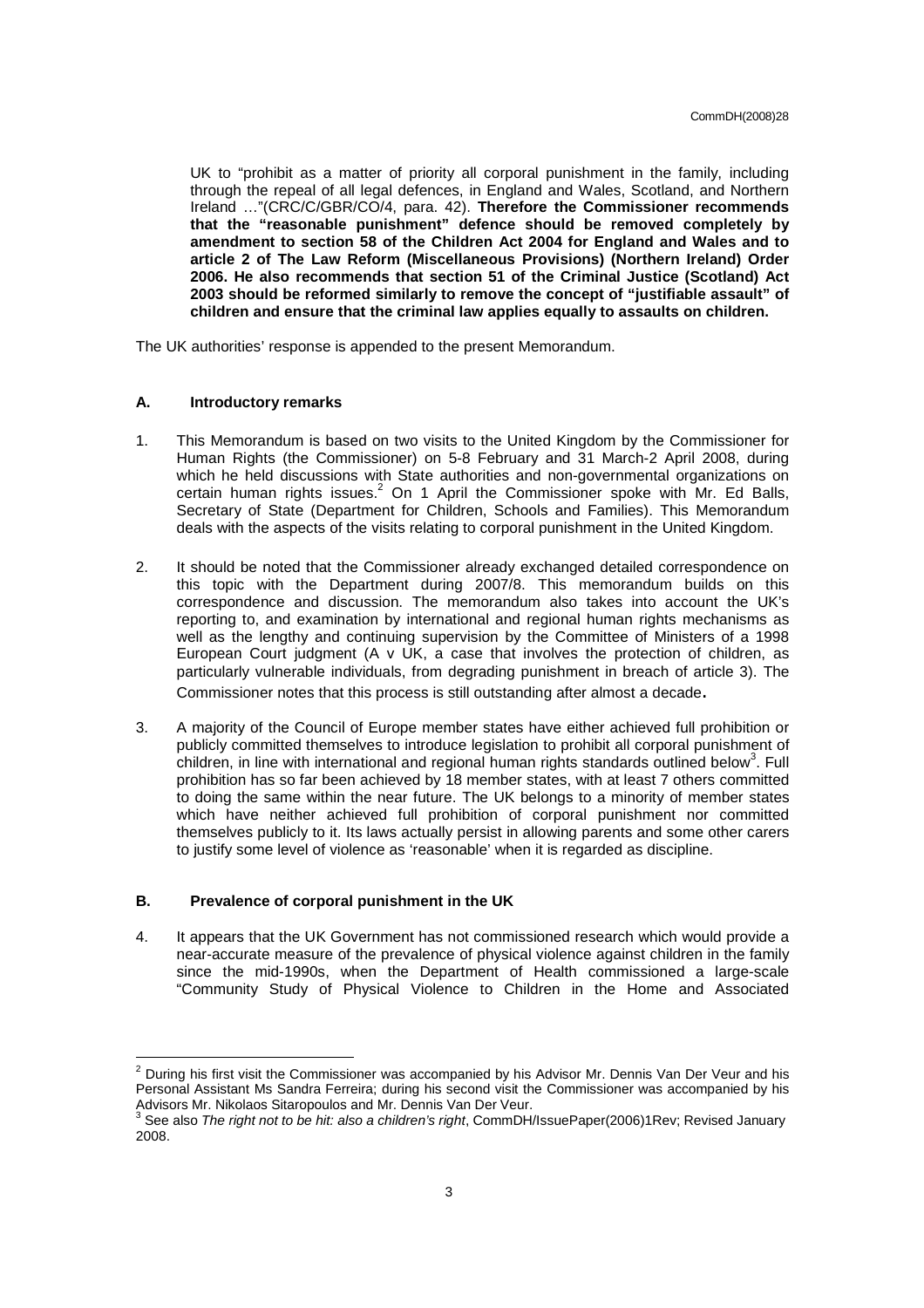UK to "prohibit as a matter of priority all corporal punishment in the family, including through the repeal of all legal defences, in England and Wales, Scotland, and Northern Ireland …"(CRC/C/GBR/CO/4, para. 42). **Therefore the Commissioner recommends that the "reasonable punishment" defence should be removed completely by amendment to section 58 of the Children Act 2004 for England and Wales and to article 2 of The Law Reform (Miscellaneous Provisions) (Northern Ireland) Order 2006. He also recommends that section 51 of the Criminal Justice (Scotland) Act 2003 should be reformed similarly to remove the concept of "justifiable assault" of children and ensure that the criminal law applies equally to assaults on children.**

The UK authorities' response is appended to the present Memorandum.

## A. Introductory remarks

1. This Memorandum is based on two visits to the United Kingdom by the Commissioner for Human Rights (the Commissioner) on 5-8 February and 31 March-2 April 2008, during which he held discussions with State authorities and non-governmental organizations on certain human rights issues.[2] On 1 April the Commissioner spoke with Mr. Ed Balls, Secretary of State (Department for Children, Schools and Families). This Memorandum deals with the aspects of the visits relating to corporal punishment in the United Kingdom.

2. It should be noted that the Commissioner already exchanged detailed correspondence on this topic with the Department during 2007/8. This memorandum builds on this correspondence and discussion. The memorandum also takes into account the UK's reporting to, and examination by international and regional human rights mechanisms as well as the lengthy and continuing supervision by the Committee of Ministers of a 1998 European Court judgment (A v UK, a case that involves the protection of children, as particularly vulnerable individuals, from degrading punishment in breach of article 3). The Commissioner notes that this process is still outstanding after almost a decade.

3. A majority of the Council of Europe member states have either achieved full prohibition or publicly committed themselves to introduce legislation to prohibit all corporal punishment of children, in line with international and regional human rights standards outlined below[3]. Full prohibition has so far been achieved by 18 member states, with at least 7 others committed to doing the same within the near future. The UK belongs to a minority of member states which have neither achieved full prohibition of corporal punishment nor committed themselves publicly to it. Its laws actually persist in allowing parents and some other carers to justify some level of violence as 'reasonable' when it is regarded as discipline.

## B. Prevalence of corporal punishment in the UK

4. It appears that the UK Government has not commissioned research which would provide a near-accurate measure of the prevalence of physical violence against children in the family since the mid-1990s, when the Department of Health commissioned a large-scale "Community Study of Physical Violence to Children in the Home and Associated

---

[2] During his first visit the Commissioner was accompanied by his Advisor Mr. Dennis Van Der Veur and his Personal Assistant Ms Sandra Ferreira; during his second visit the Commissioner was accompanied by his Advisors Mr. Nikolaos Sitaropoulos and Mr. Dennis Van Der Veur.

[3] See also *The right not to be hit: also a children's right*, CommDH/IssuePaper(2006)1Rev; Revised January 2008.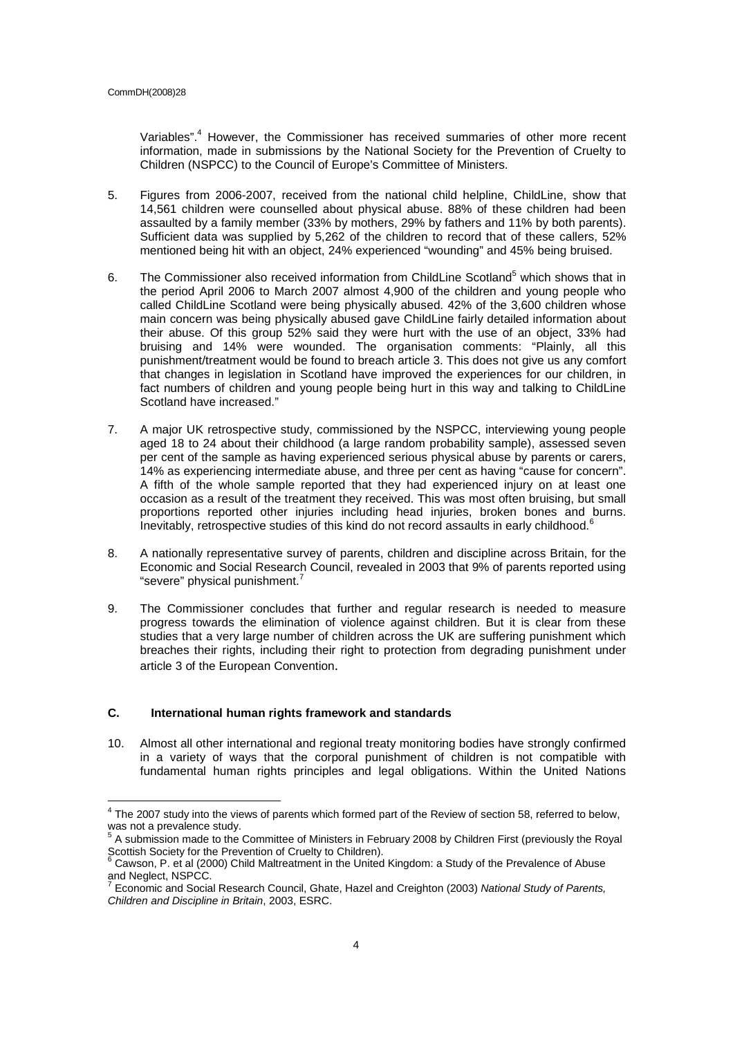Variables".[4] However, the Commissioner has received summaries of other more recent information, made in submissions by the National Society for the Prevention of Cruelty to Children (NSPCC) to the Council of Europe's Committee of Ministers.

5. Figures from 2006-2007, received from the national child helpline, ChildLine, show that 14,561 children were counselled about physical abuse. 88% of these children had been assaulted by a family member (33% by mothers, 29% by fathers and 11% by both parents). Sufficient data was supplied by 5,262 of the children to record that of these callers, 52% mentioned being hit with an object, 24% experienced "wounding" and 45% being bruised.

6. The Commissioner also received information from ChildLine Scotland[5] which shows that in the period April 2006 to March 2007 almost 4,900 of the children and young people who called ChildLine Scotland were being physically abused. 42% of the 3,600 children whose main concern was being physically abused gave ChildLine fairly detailed information about their abuse. Of this group 52% said they were hurt with the use of an object, 33% had bruising and 14% were wounded. The organisation comments: "Plainly, all this punishment/treatment would be found to breach article 3. This does not give us any comfort that changes in legislation in Scotland have improved the experiences for our children, in fact numbers of children and young people being hurt in this way and talking to ChildLine Scotland have increased."

7. A major UK retrospective study, commissioned by the NSPCC, interviewing young people aged 18 to 24 about their childhood (a large random probability sample), assessed seven per cent of the sample as having experienced serious physical abuse by parents or carers, 14% as experiencing intermediate abuse, and three per cent as having "cause for concern". A fifth of the whole sample reported that they had experienced injury on at least one occasion as a result of the treatment they received. This was most often bruising, but small proportions reported other injuries including head injuries, broken bones and burns. Inevitably, retrospective studies of this kind do not record assaults in early childhood.[6]

8. A nationally representative survey of parents, children and discipline across Britain, for the Economic and Social Research Council, revealed in 2003 that 9% of parents reported using "severe" physical punishment.[7]

9. The Commissioner concludes that further and regular research is needed to measure progress towards the elimination of violence against children. But it is clear from these studies that a very large number of children across the UK are suffering punishment which breaches their rights, including their right to protection from degrading punishment under article 3 of the European Convention.

### C. International human rights framework and standards

10. Almost all other international and regional treaty monitoring bodies have strongly confirmed in a variety of ways that the corporal punishment of children is not compatible with fundamental human rights principles and legal obligations. Within the United Nations

[4] The 2007 study into the views of parents which formed part of the Review of section 58, referred to below, was not a prevalence study.

[5] A submission made to the Committee of Ministers in February 2008 by Children First (previously the Royal Scottish Society for the Prevention of Cruelty to Children).

[6] Cawson, P. et al (2000) Child Maltreatment in the United Kingdom: a Study of the Prevalence of Abuse and Neglect, NSPCC.

[7] Economic and Social Research Council, Ghate, Hazel and Creighton (2003) *National Study of Parents, Children and Discipline in Britain*, 2003, ESRC.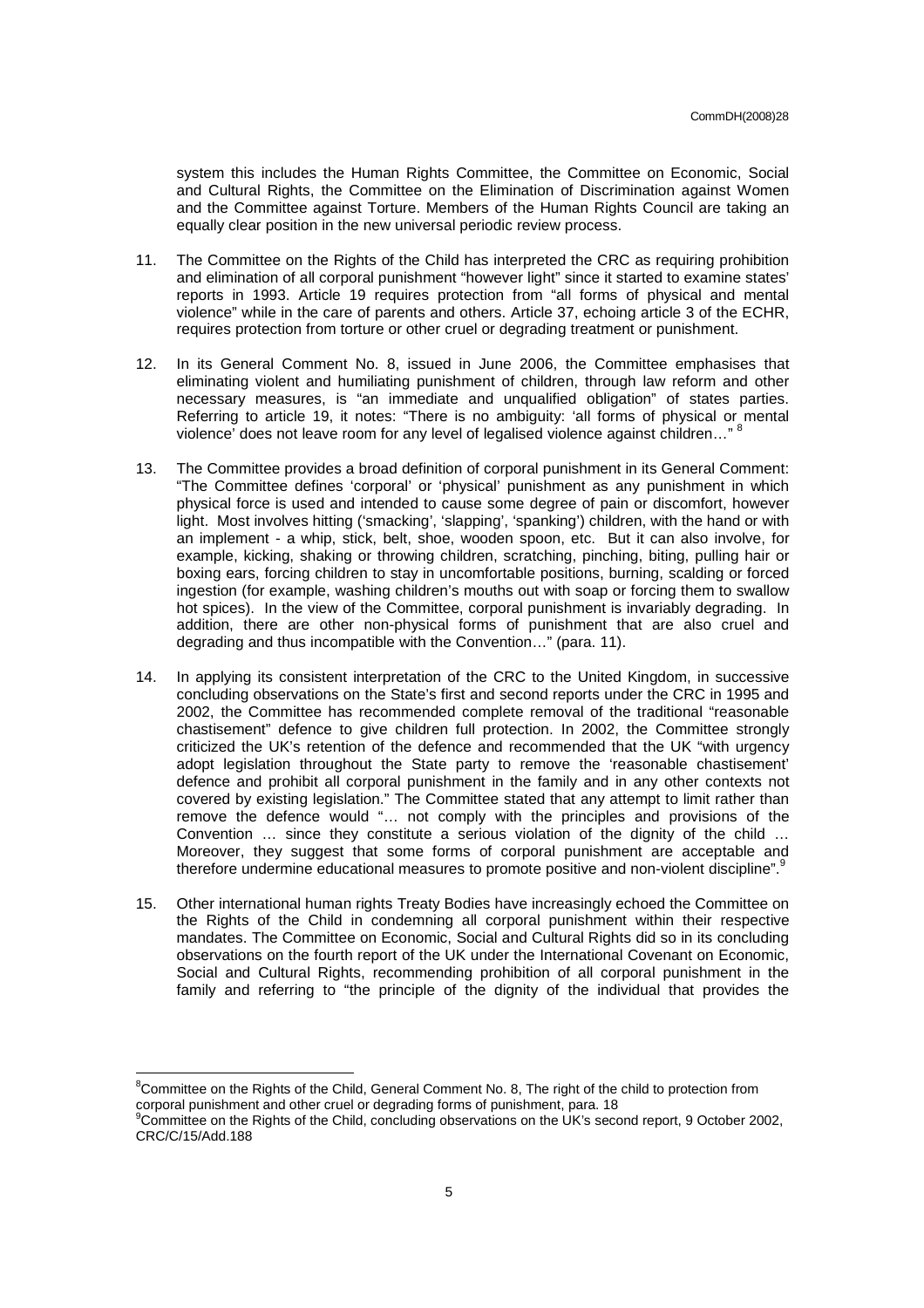system this includes the Human Rights Committee, the Committee on Economic, Social and Cultural Rights, the Committee on the Elimination of Discrimination against Women and the Committee against Torture. Members of the Human Rights Council are taking an equally clear position in the new universal periodic review process.

11. The Committee on the Rights of the Child has interpreted the CRC as requiring prohibition and elimination of all corporal punishment "however light" since it started to examine states' reports in 1993. Article 19 requires protection from "all forms of physical and mental violence" while in the care of parents and others. Article 37, echoing article 3 of the ECHR, requires protection from torture or other cruel or degrading treatment or punishment.

12. In its General Comment No. 8, issued in June 2006, the Committee emphasises that eliminating violent and humiliating punishment of children, through law reform and other necessary measures, is "an immediate and unqualified obligation" of states parties. Referring to article 19, it notes: "There is no ambiguity: 'all forms of physical or mental violence' does not leave room for any level of legalised violence against children…" [8]

13. The Committee provides a broad definition of corporal punishment in its General Comment: "The Committee defines 'corporal' or 'physical' punishment as any punishment in which physical force is used and intended to cause some degree of pain or discomfort, however light. Most involves hitting ('smacking', 'slapping', 'spanking') children, with the hand or with an implement - a whip, stick, belt, shoe, wooden spoon, etc. But it can also involve, for example, kicking, shaking or throwing children, scratching, pinching, biting, pulling hair or boxing ears, forcing children to stay in uncomfortable positions, burning, scalding or forced ingestion (for example, washing children's mouths out with soap or forcing them to swallow hot spices). In the view of the Committee, corporal punishment is invariably degrading. In addition, there are other non-physical forms of punishment that are also cruel and degrading and thus incompatible with the Convention…" (para. 11).

14. In applying its consistent interpretation of the CRC to the United Kingdom, in successive concluding observations on the State's first and second reports under the CRC in 1995 and 2002, the Committee has recommended complete removal of the traditional "reasonable chastisement" defence to give children full protection. In 2002, the Committee strongly criticized the UK's retention of the defence and recommended that the UK "with urgency adopt legislation throughout the State party to remove the 'reasonable chastisement' defence and prohibit all corporal punishment in the family and in any other contexts not covered by existing legislation." The Committee stated that any attempt to limit rather than remove the defence would "… not comply with the principles and provisions of the Convention … since they constitute a serious violation of the dignity of the child … Moreover, they suggest that some forms of corporal punishment are acceptable and therefore undermine educational measures to promote positive and non-violent discipline".[9]

15. Other international human rights Treaty Bodies have increasingly echoed the Committee on the Rights of the Child in condemning all corporal punishment within their respective mandates. The Committee on Economic, Social and Cultural Rights did so in its concluding observations on the fourth report of the UK under the International Covenant on Economic, Social and Cultural Rights, recommending prohibition of all corporal punishment in the family and referring to "the principle of the dignity of the individual that provides the

---

[8] Committee on the Rights of the Child, General Comment No. 8, The right of the child to protection from corporal punishment and other cruel or degrading forms of punishment, para. 18

[9] Committee on the Rights of the Child, concluding observations on the UK's second report, 9 October 2002, CRC/C/15/Add.188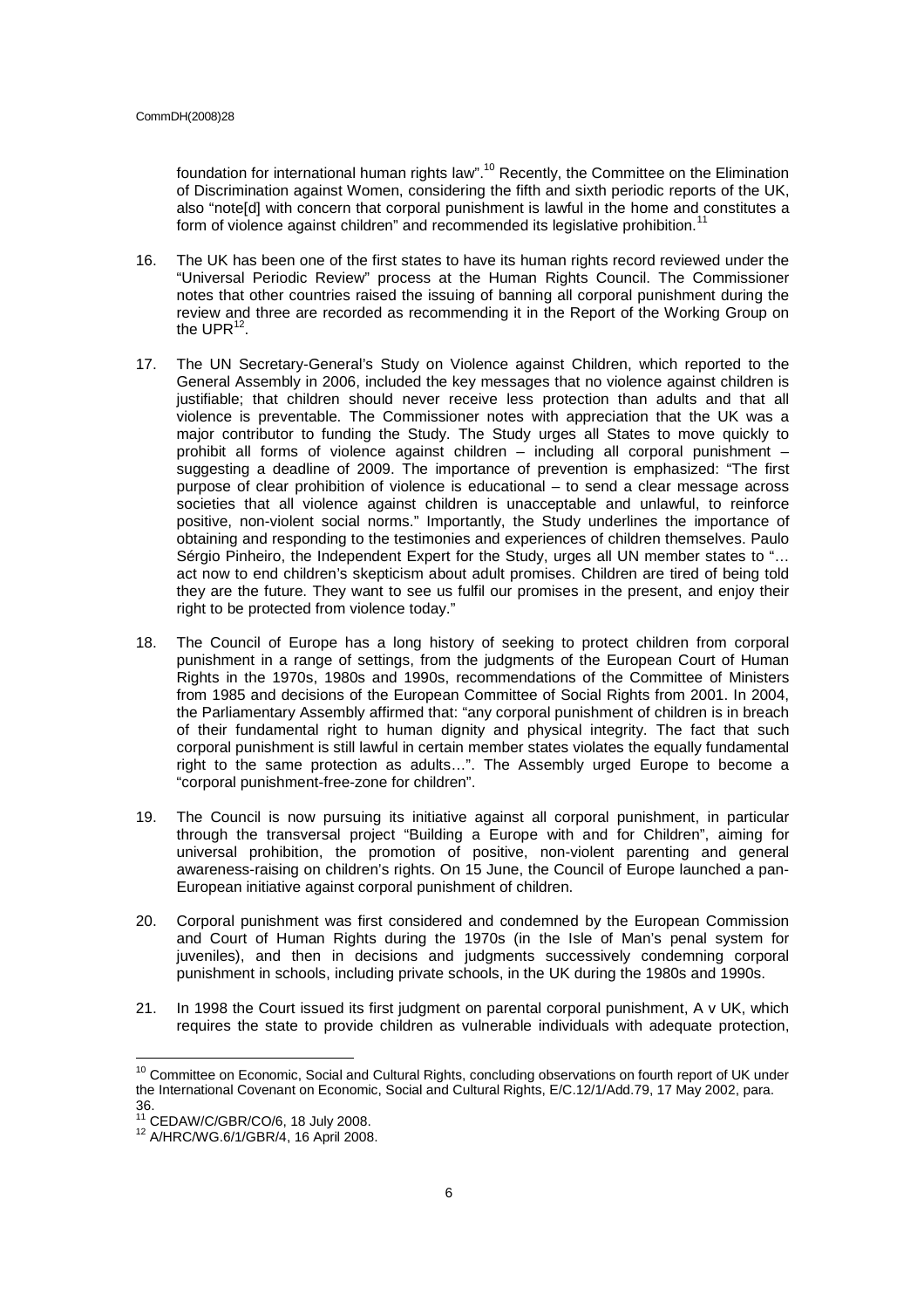foundation for international human rights law".[10] Recently, the Committee on the Elimination of Discrimination against Women, considering the fifth and sixth periodic reports of the UK, also "note[d] with concern that corporal punishment is lawful in the home and constitutes a form of violence against children" and recommended its legislative prohibition.[11]

16. The UK has been one of the first states to have its human rights record reviewed under the "Universal Periodic Review" process at the Human Rights Council. The Commissioner notes that other countries raised the issuing of banning all corporal punishment during the review and three are recorded as recommending it in the Report of the Working Group on the UPR[12].

17. The UN Secretary-General's Study on Violence against Children, which reported to the General Assembly in 2006, included the key messages that no violence against children is justifiable; that children should never receive less protection than adults and that all violence is preventable. The Commissioner notes with appreciation that the UK was a major contributor to funding the Study. The Study urges all States to move quickly to prohibit all forms of violence against children – including all corporal punishment – suggesting a deadline of 2009. The importance of prevention is emphasized: "The first purpose of clear prohibition of violence is educational – to send a clear message across societies that all violence against children is unacceptable and unlawful, to reinforce positive, non-violent social norms." Importantly, the Study underlines the importance of obtaining and responding to the testimonies and experiences of children themselves. Paulo Sérgio Pinheiro, the Independent Expert for the Study, urges all UN member states to "… act now to end children's skepticism about adult promises. Children are tired of being told they are the future. They want to see us fulfil our promises in the present, and enjoy their right to be protected from violence today."

18. The Council of Europe has a long history of seeking to protect children from corporal punishment in a range of settings, from the judgments of the European Court of Human Rights in the 1970s, 1980s and 1990s, recommendations of the Committee of Ministers from 1985 and decisions of the European Committee of Social Rights from 2001. In 2004, the Parliamentary Assembly affirmed that: "any corporal punishment of children is in breach of their fundamental right to human dignity and physical integrity. The fact that such corporal punishment is still lawful in certain member states violates the equally fundamental right to the same protection as adults…". The Assembly urged Europe to become a "corporal punishment-free-zone for children".

19. The Council is now pursuing its initiative against all corporal punishment, in particular through the transversal project "Building a Europe with and for Children", aiming for universal prohibition, the promotion of positive, non-violent parenting and general awareness-raising on children's rights. On 15 June, the Council of Europe launched a pan-European initiative against corporal punishment of children.

20. Corporal punishment was first considered and condemned by the European Commission and Court of Human Rights during the 1970s (in the Isle of Man's penal system for juveniles), and then in decisions and judgments successively condemning corporal punishment in schools, including private schools, in the UK during the 1980s and 1990s.

21. In 1998 the Court issued its first judgment on parental corporal punishment, A v UK, which requires the state to provide children as vulnerable individuals with adequate protection,

---

[10] Committee on Economic, Social and Cultural Rights, concluding observations on fourth report of UK under the International Covenant on Economic, Social and Cultural Rights, E/C.12/1/Add.79, 17 May 2002, para. 36.

[11] CEDAW/C/GBR/CO/6, 18 July 2008.

[12] A/HRC/WG.6/1/GBR/4, 16 April 2008.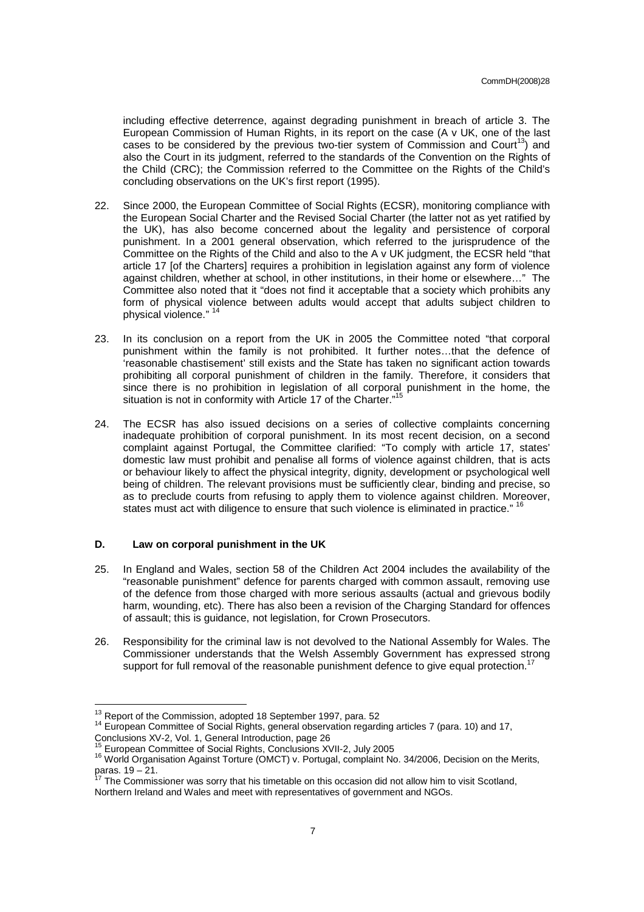including effective deterrence, against degrading punishment in breach of article 3. The European Commission of Human Rights, in its report on the case (A v UK, one of the last cases to be considered by the previous two-tier system of Commission and Court[13]) and also the Court in its judgment, referred to the standards of the Convention on the Rights of the Child (CRC); the Commission referred to the Committee on the Rights of the Child's concluding observations on the UK's first report (1995).

22. Since 2000, the European Committee of Social Rights (ECSR), monitoring compliance with the European Social Charter and the Revised Social Charter (the latter not as yet ratified by the UK), has also become concerned about the legality and persistence of corporal punishment. In a 2001 general observation, which referred to the jurisprudence of the Committee on the Rights of the Child and also to the A v UK judgment, the ECSR held "that article 17 [of the Charters] requires a prohibition in legislation against any form of violence against children, whether at school, in other institutions, in their home or elsewhere…" The Committee also noted that it "does not find it acceptable that a society which prohibits any form of physical violence between adults would accept that adults subject children to physical violence." [14]

23. In its conclusion on a report from the UK in 2005 the Committee noted "that corporal punishment within the family is not prohibited. It further notes…that the defence of 'reasonable chastisement' still exists and the State has taken no significant action towards prohibiting all corporal punishment of children in the family. Therefore, it considers that since there is no prohibition in legislation of all corporal punishment in the home, the situation is not in conformity with Article 17 of the Charter."[15]

24. The ECSR has also issued decisions on a series of collective complaints concerning inadequate prohibition of corporal punishment. In its most recent decision, on a second complaint against Portugal, the Committee clarified: "To comply with article 17, states' domestic law must prohibit and penalise all forms of violence against children, that is acts or behaviour likely to affect the physical integrity, dignity, development or psychological well being of children. The relevant provisions must be sufficiently clear, binding and precise, so as to preclude courts from refusing to apply them to violence against children. Moreover, states must act with diligence to ensure that such violence is eliminated in practice." [16]

### D. Law on corporal punishment in the UK

25. In England and Wales, section 58 of the Children Act 2004 includes the availability of the "reasonable punishment" defence for parents charged with common assault, removing use of the defence from those charged with more serious assaults (actual and grievous bodily harm, wounding, etc). There has also been a revision of the Charging Standard for offences of assault; this is guidance, not legislation, for Crown Prosecutors.

26. Responsibility for the criminal law is not devolved to the National Assembly for Wales. The Commissioner understands that the Welsh Assembly Government has expressed strong support for full removal of the reasonable punishment defence to give equal protection.[17]

---

[13] Report of the Commission, adopted 18 September 1997, para. 52

[14] European Committee of Social Rights, general observation regarding articles 7 (para. 10) and 17, Conclusions XV-2, Vol. 1, General Introduction, page 26

[15] European Committee of Social Rights, Conclusions XVII-2, July 2005

[16] World Organisation Against Torture (OMCT) v. Portugal, complaint No. 34/2006, Decision on the Merits, paras. 19 – 21.

[17] The Commissioner was sorry that his timetable on this occasion did not allow him to visit Scotland, Northern Ireland and Wales and meet with representatives of government and NGOs.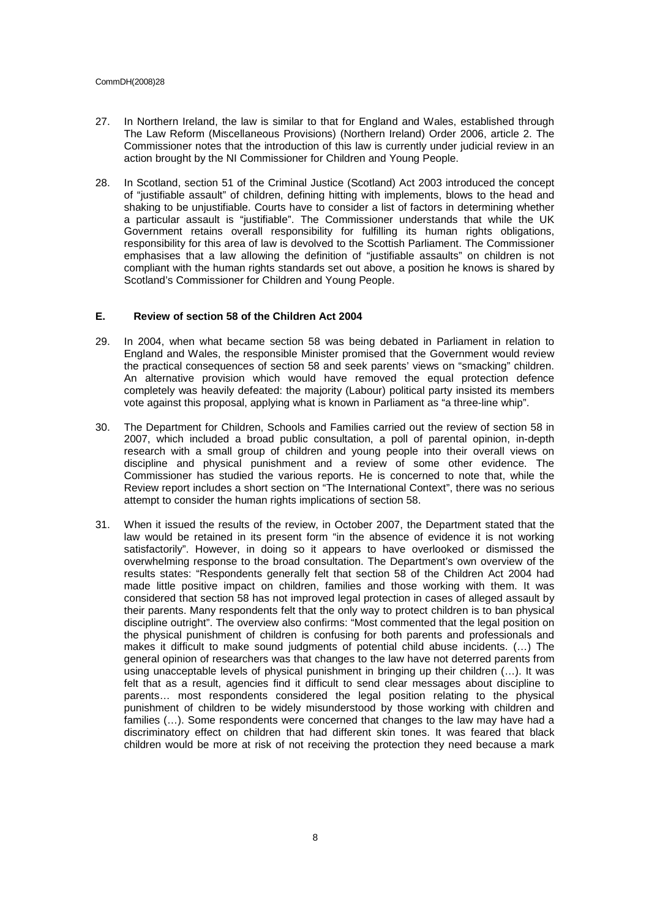27. In Northern Ireland, the law is similar to that for England and Wales, established through The Law Reform (Miscellaneous Provisions) (Northern Ireland) Order 2006, article 2. The Commissioner notes that the introduction of this law is currently under judicial review in an action brought by the NI Commissioner for Children and Young People.

28. In Scotland, section 51 of the Criminal Justice (Scotland) Act 2003 introduced the concept of "justifiable assault" of children, defining hitting with implements, blows to the head and shaking to be unjustifiable. Courts have to consider a list of factors in determining whether a particular assault is "justifiable". The Commissioner understands that while the UK Government retains overall responsibility for fulfilling its human rights obligations, responsibility for this area of law is devolved to the Scottish Parliament. The Commissioner emphasises that a law allowing the definition of "justifiable assaults" on children is not compliant with the human rights standards set out above, a position he knows is shared by Scotland's Commissioner for Children and Young People.

## E. Review of section 58 of the Children Act 2004

29. In 2004, when what became section 58 was being debated in Parliament in relation to England and Wales, the responsible Minister promised that the Government would review the practical consequences of section 58 and seek parents' views on "smacking" children. An alternative provision which would have removed the equal protection defence completely was heavily defeated: the majority (Labour) political party insisted its members vote against this proposal, applying what is known in Parliament as "a three-line whip".

30. The Department for Children, Schools and Families carried out the review of section 58 in 2007, which included a broad public consultation, a poll of parental opinion, in-depth research with a small group of children and young people into their overall views on discipline and physical punishment and a review of some other evidence. The Commissioner has studied the various reports. He is concerned to note that, while the Review report includes a short section on "The International Context", there was no serious attempt to consider the human rights implications of section 58.

31. When it issued the results of the review, in October 2007, the Department stated that the law would be retained in its present form "in the absence of evidence it is not working satisfactorily". However, in doing so it appears to have overlooked or dismissed the overwhelming response to the broad consultation. The Department's own overview of the results states: "Respondents generally felt that section 58 of the Children Act 2004 had made little positive impact on children, families and those working with them. It was considered that section 58 has not improved legal protection in cases of alleged assault by their parents. Many respondents felt that the only way to protect children is to ban physical discipline outright". The overview also confirms: "Most commented that the legal position on the physical punishment of children is confusing for both parents and professionals and makes it difficult to make sound judgments of potential child abuse incidents. (…) The general opinion of researchers was that changes to the law have not deterred parents from using unacceptable levels of physical punishment in bringing up their children (…). It was felt that as a result, agencies find it difficult to send clear messages about discipline to parents… most respondents considered the legal position relating to the physical punishment of children to be widely misunderstood by those working with children and families (…). Some respondents were concerned that changes to the law may have had a discriminatory effect on children that had different skin tones. It was feared that black children would be more at risk of not receiving the protection they need because a mark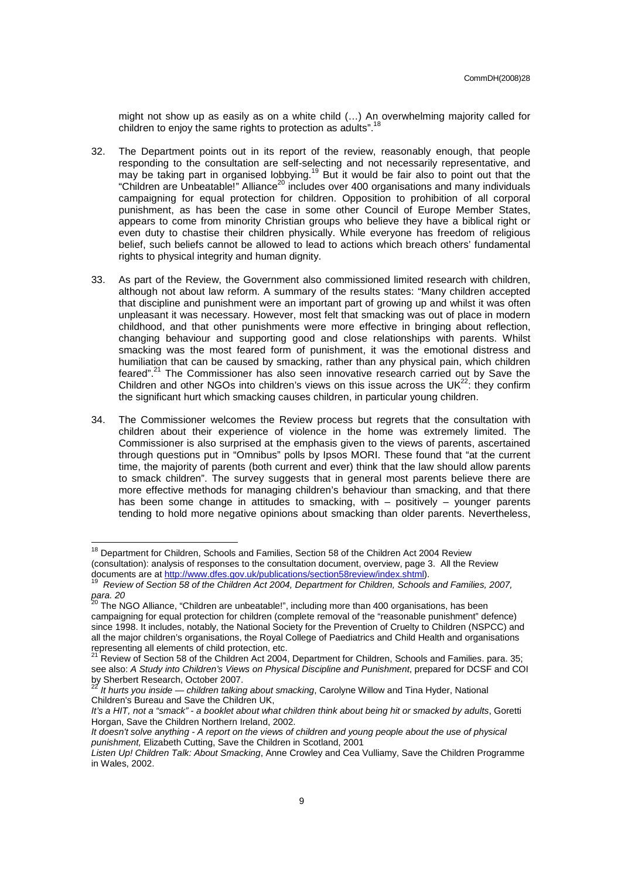might not show up as easily as on a white child (…) An overwhelming majority called for children to enjoy the same rights to protection as adults".[18]

32. The Department points out in its report of the review, reasonably enough, that people responding to the consultation are self-selecting and not necessarily representative, and may be taking part in organised lobbying.[19] But it would be fair also to point out that the "Children are Unbeatable!" Alliance[20] includes over 400 organisations and many individuals campaigning for equal protection for children. Opposition to prohibition of all corporal punishment, as has been the case in some other Council of Europe Member States, appears to come from minority Christian groups who believe they have a biblical right or even duty to chastise their children physically. While everyone has freedom of religious belief, such beliefs cannot be allowed to lead to actions which breach others' fundamental rights to physical integrity and human dignity.

33. As part of the Review, the Government also commissioned limited research with children, although not about law reform. A summary of the results states: "Many children accepted that discipline and punishment were an important part of growing up and whilst it was often unpleasant it was necessary. However, most felt that smacking was out of place in modern childhood, and that other punishments were more effective in bringing about reflection, changing behaviour and supporting good and close relationships with parents. Whilst smacking was the most feared form of punishment, it was the emotional distress and humiliation that can be caused by smacking, rather than any physical pain, which children feared".[21] The Commissioner has also seen innovative research carried out by Save the Children and other NGOs into children's views on this issue across the UK[22]: they confirm the significant hurt which smacking causes children, in particular young children.

34. The Commissioner welcomes the Review process but regrets that the consultation with children about their experience of violence in the home was extremely limited. The Commissioner is also surprised at the emphasis given to the views of parents, ascertained through questions put in "Omnibus" polls by Ipsos MORI. These found that "at the current time, the majority of parents (both current and ever) think that the law should allow parents to smack children". The survey suggests that in general most parents believe there are more effective methods for managing children's behaviour than smacking, and that there has been some change in attitudes to smacking, with – positively – younger parents tending to hold more negative opinions about smacking than older parents. Nevertheless,

---

[18] Department for Children, Schools and Families, Section 58 of the Children Act 2004 Review (consultation): analysis of responses to the consultation document, overview, page 3. All the Review documents are at http://www.dfes.gov.uk/publications/section58review/index.shtml).

[19] *Review of Section 58 of the Children Act 2004, Department for Children, Schools and Families, 2007, para. 20*

[20] The NGO Alliance, "Children are unbeatable!", including more than 400 organisations, has been campaigning for equal protection for children (complete removal of the "reasonable punishment" defence) since 1998. It includes, notably, the National Society for the Prevention of Cruelty to Children (NSPCC) and all the major children's organisations, the Royal College of Paediatrics and Child Health and organisations representing all elements of child protection, etc.

[21] Review of Section 58 of the Children Act 2004, Department for Children, Schools and Families. para. 35; see also: *A Study into Children's Views on Physical Discipline and Punishment*, prepared for DCSF and COI by Sherbert Research, October 2007.

[22] *It hurts you inside — children talking about smacking*, Carolyne Willow and Tina Hyder, National Children's Bureau and Save the Children UK,
*It's a HIT, not a "smack" - a booklet about what children think about being hit or smacked by adults*, Goretti Horgan, Save the Children Northern Ireland, 2002.
*It doesn't solve anything - A report on the views of children and young people about the use of physical punishment,* Elizabeth Cutting, Save the Children in Scotland, 2001
*Listen Up! Children Talk: About Smacking*, Anne Crowley and Cea Vulliamy, Save the Children Programme in Wales, 2002.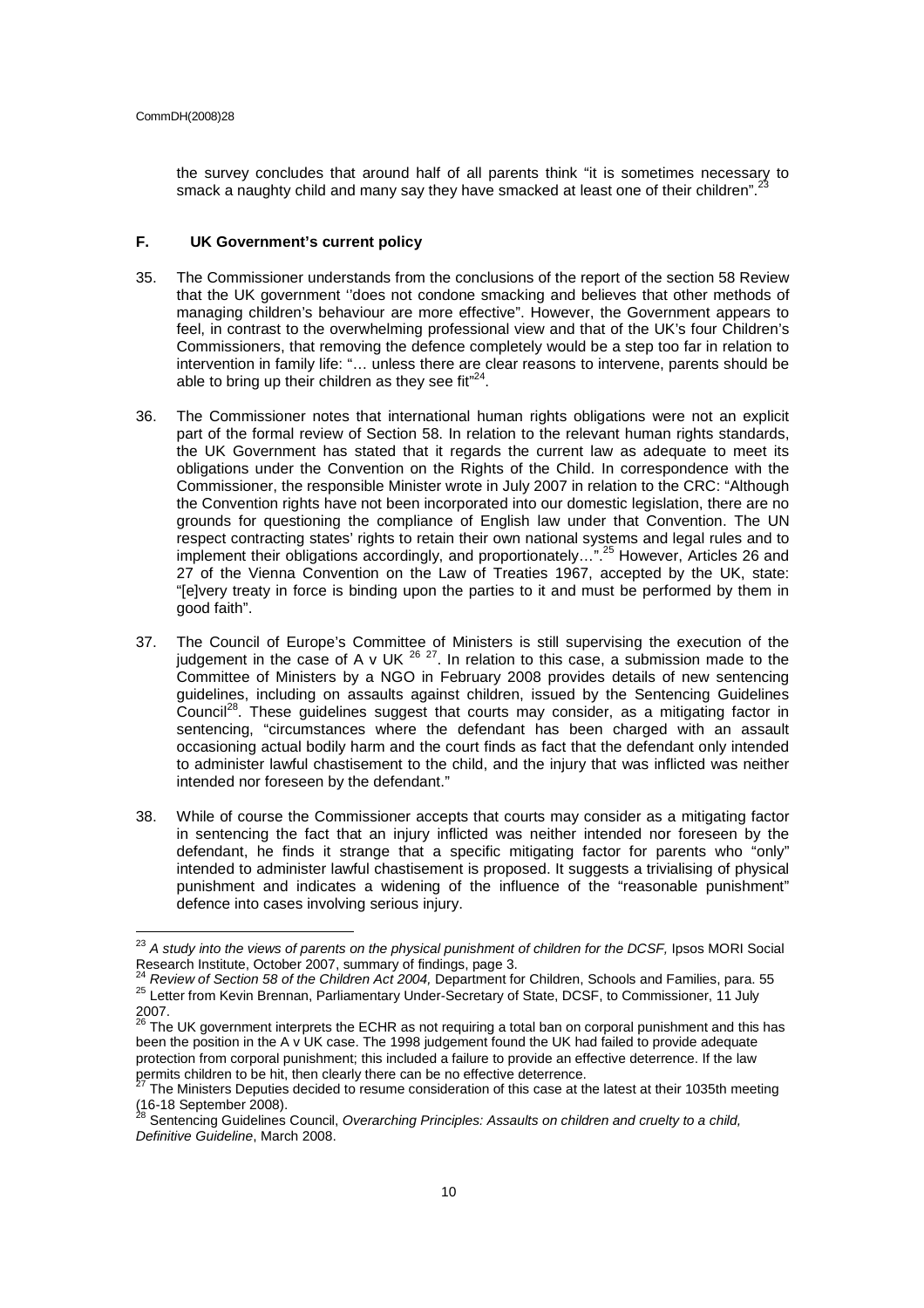the survey concludes that around half of all parents think "it is sometimes necessary to smack a naughty child and many say they have smacked at least one of their children".[23]

### F. UK Government's current policy

35. The Commissioner understands from the conclusions of the report of the section 58 Review that the UK government ''does not condone smacking and believes that other methods of managing children's behaviour are more effective". However, the Government appears to feel, in contrast to the overwhelming professional view and that of the UK's four Children's Commissioners, that removing the defence completely would be a step too far in relation to intervention in family life: "… unless there are clear reasons to intervene, parents should be able to bring up their children as they see fit"[24].

36. The Commissioner notes that international human rights obligations were not an explicit part of the formal review of Section 58. In relation to the relevant human rights standards, the UK Government has stated that it regards the current law as adequate to meet its obligations under the Convention on the Rights of the Child. In correspondence with the Commissioner, the responsible Minister wrote in July 2007 in relation to the CRC: "Although the Convention rights have not been incorporated into our domestic legislation, there are no grounds for questioning the compliance of English law under that Convention. The UN respect contracting states' rights to retain their own national systems and legal rules and to implement their obligations accordingly, and proportionately…".[25] However, Articles 26 and 27 of the Vienna Convention on the Law of Treaties 1967, accepted by the UK, state: "[e]very treaty in force is binding upon the parties to it and must be performed by them in good faith".

37. The Council of Europe's Committee of Ministers is still supervising the execution of the judgement in the case of A v UK [26] [27]. In relation to this case, a submission made to the Committee of Ministers by a NGO in February 2008 provides details of new sentencing guidelines, including on assaults against children, issued by the Sentencing Guidelines Council[28]. These guidelines suggest that courts may consider, as a mitigating factor in sentencing, "circumstances where the defendant has been charged with an assault occasioning actual bodily harm and the court finds as fact that the defendant only intended to administer lawful chastisement to the child, and the injury that was inflicted was neither intended nor foreseen by the defendant."

38. While of course the Commissioner accepts that courts may consider as a mitigating factor in sentencing the fact that an injury inflicted was neither intended nor foreseen by the defendant, he finds it strange that a specific mitigating factor for parents who "only" intended to administer lawful chastisement is proposed. It suggests a trivialising of physical punishment and indicates a widening of the influence of the "reasonable punishment" defence into cases involving serious injury.

---

[23] *A study into the views of parents on the physical punishment of children for the DCSF,* Ipsos MORI Social Research Institute, October 2007, summary of findings, page 3.

[24] *Review of Section 58 of the Children Act 2004,* Department for Children, Schools and Families, para. 55

[25] Letter from Kevin Brennan, Parliamentary Under-Secretary of State, DCSF, to Commissioner, 11 July 2007.

[26] The UK government interprets the ECHR as not requiring a total ban on corporal punishment and this has been the position in the A v UK case. The 1998 judgement found the UK had failed to provide adequate protection from corporal punishment; this included a failure to provide an effective deterrence. If the law permits children to be hit, then clearly there can be no effective deterrence.

[27] The Ministers Deputies decided to resume consideration of this case at the latest at their 1035th meeting (16-18 September 2008).

[28] Sentencing Guidelines Council, *Overarching Principles: Assaults on children and cruelty to a child, Definitive Guideline*, March 2008.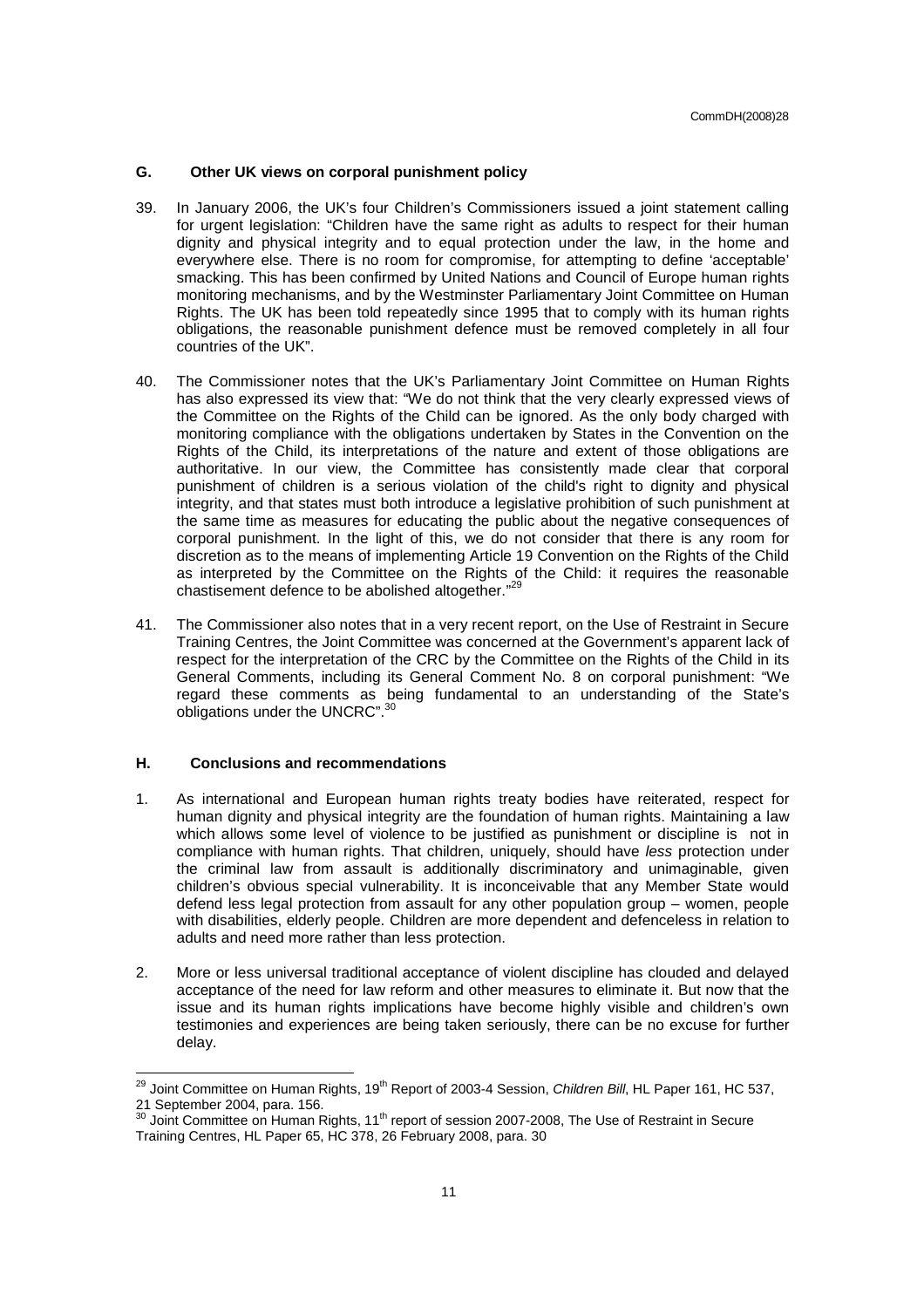## G. Other UK views on corporal punishment policy

39. In January 2006, the UK's four Children's Commissioners issued a joint statement calling for urgent legislation: "Children have the same right as adults to respect for their human dignity and physical integrity and to equal protection under the law, in the home and everywhere else. There is no room for compromise, for attempting to define 'acceptable' smacking. This has been confirmed by United Nations and Council of Europe human rights monitoring mechanisms, and by the Westminster Parliamentary Joint Committee on Human Rights. The UK has been told repeatedly since 1995 that to comply with its human rights obligations, the reasonable punishment defence must be removed completely in all four countries of the UK".

40. The Commissioner notes that the UK's Parliamentary Joint Committee on Human Rights has also expressed its view that: "We do not think that the very clearly expressed views of the Committee on the Rights of the Child can be ignored. As the only body charged with monitoring compliance with the obligations undertaken by States in the Convention on the Rights of the Child, its interpretations of the nature and extent of those obligations are authoritative. In our view, the Committee has consistently made clear that corporal punishment of children is a serious violation of the child's right to dignity and physical integrity, and that states must both introduce a legislative prohibition of such punishment at the same time as measures for educating the public about the negative consequences of corporal punishment. In the light of this, we do not consider that there is any room for discretion as to the means of implementing Article 19 Convention on the Rights of the Child as interpreted by the Committee on the Rights of the Child: it requires the reasonable chastisement defence to be abolished altogether."[29]

41. The Commissioner also notes that in a very recent report, on the Use of Restraint in Secure Training Centres, the Joint Committee was concerned at the Government's apparent lack of respect for the interpretation of the CRC by the Committee on the Rights of the Child in its General Comments, including its General Comment No. 8 on corporal punishment: "We regard these comments as being fundamental to an understanding of the State's obligations under the UNCRC".[30]

## H. Conclusions and recommendations

1. As international and European human rights treaty bodies have reiterated, respect for human dignity and physical integrity are the foundation of human rights. Maintaining a law which allows some level of violence to be justified as punishment or discipline is not in compliance with human rights. That children, uniquely, should have *less* protection under the criminal law from assault is additionally discriminatory and unimaginable, given children's obvious special vulnerability. It is inconceivable that any Member State would defend less legal protection from assault for any other population group – women, people with disabilities, elderly people. Children are more dependent and defenceless in relation to adults and need more rather than less protection.

2. More or less universal traditional acceptance of violent discipline has clouded and delayed acceptance of the need for law reform and other measures to eliminate it. But now that the issue and its human rights implications have become highly visible and children's own testimonies and experiences are being taken seriously, there can be no excuse for further delay.

---

[29] Joint Committee on Human Rights, 19th Report of 2003-4 Session, *Children Bill*, HL Paper 161, HC 537, 21 September 2004, para. 156.

[30] Joint Committee on Human Rights, 11th report of session 2007-2008, The Use of Restraint in Secure Training Centres, HL Paper 65, HC 378, 26 February 2008, para. 30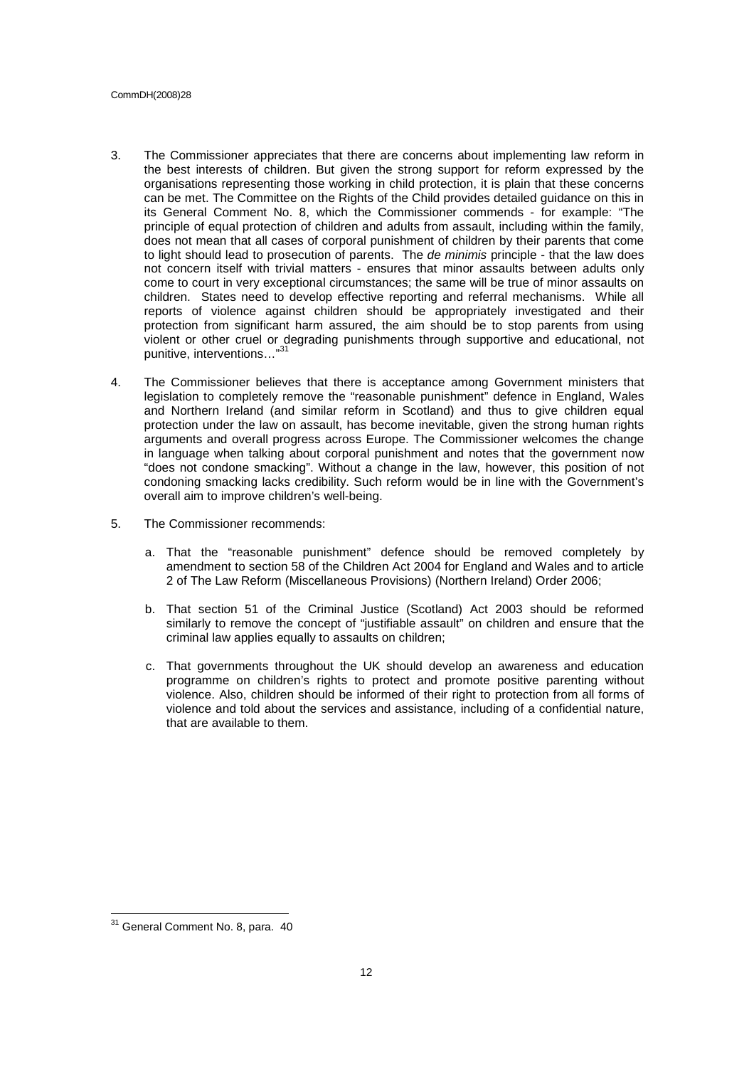3. The Commissioner appreciates that there are concerns about implementing law reform in the best interests of children. But given the strong support for reform expressed by the organisations representing those working in child protection, it is plain that these concerns can be met. The Committee on the Rights of the Child provides detailed guidance on this in its General Comment No. 8, which the Commissioner commends - for example: "The principle of equal protection of children and adults from assault, including within the family, does not mean that all cases of corporal punishment of children by their parents that come to light should lead to prosecution of parents. The *de minimis* principle - that the law does not concern itself with trivial matters - ensures that minor assaults between adults only come to court in very exceptional circumstances; the same will be true of minor assaults on children. States need to develop effective reporting and referral mechanisms. While all reports of violence against children should be appropriately investigated and their protection from significant harm assured, the aim should be to stop parents from using violent or other cruel or degrading punishments through supportive and educational, not punitive, interventions…"[31]

4. The Commissioner believes that there is acceptance among Government ministers that legislation to completely remove the "reasonable punishment" defence in England, Wales and Northern Ireland (and similar reform in Scotland) and thus to give children equal protection under the law on assault, has become inevitable, given the strong human rights arguments and overall progress across Europe. The Commissioner welcomes the change in language when talking about corporal punishment and notes that the government now "does not condone smacking". Without a change in the law, however, this position of not condoning smacking lacks credibility. Such reform would be in line with the Government's overall aim to improve children's well-being.

5. The Commissioner recommends:

   a. That the "reasonable punishment" defence should be removed completely by amendment to section 58 of the Children Act 2004 for England and Wales and to article 2 of The Law Reform (Miscellaneous Provisions) (Northern Ireland) Order 2006;

   b. That section 51 of the Criminal Justice (Scotland) Act 2003 should be reformed similarly to remove the concept of "justifiable assault" on children and ensure that the criminal law applies equally to assaults on children;

   c. That governments throughout the UK should develop an awareness and education programme on children's rights to protect and promote positive parenting without violence. Also, children should be informed of their right to protection from all forms of violence and told about the services and assistance, including of a confidential nature, that are available to them.

---

[31] General Comment No. 8, para. 40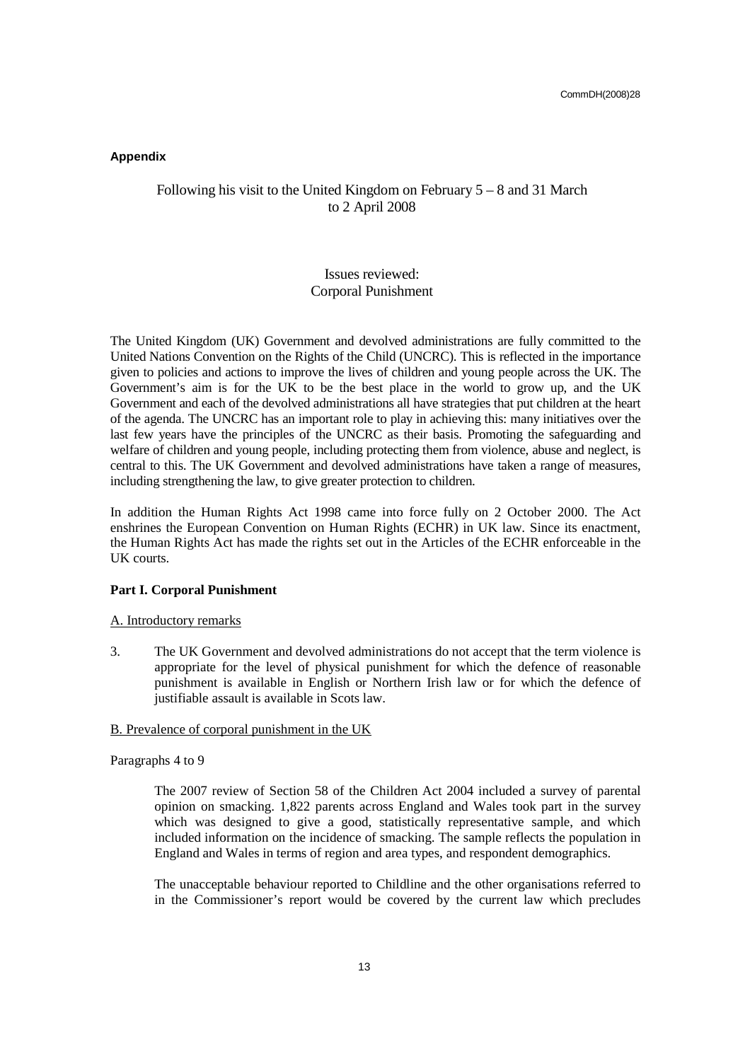**Appendix**

Following his visit to the United Kingdom on February 5 – 8 and 31 March to 2 April 2008

Issues reviewed:
Corporal Punishment

The United Kingdom (UK) Government and devolved administrations are fully committed to the United Nations Convention on the Rights of the Child (UNCRC). This is reflected in the importance given to policies and actions to improve the lives of children and young people across the UK. The Government's aim is for the UK to be the best place in the world to grow up, and the UK Government and each of the devolved administrations all have strategies that put children at the heart of the agenda. The UNCRC has an important role to play in achieving this: many initiatives over the last few years have the principles of the UNCRC as their basis. Promoting the safeguarding and welfare of children and young people, including protecting them from violence, abuse and neglect, is central to this. The UK Government and devolved administrations have taken a range of measures, including strengthening the law, to give greater protection to children.

In addition the Human Rights Act 1998 came into force fully on 2 October 2000. The Act enshrines the European Convention on Human Rights (ECHR) in UK law. Since its enactment, the Human Rights Act has made the rights set out in the Articles of the ECHR enforceable in the UK courts.

**Part I. Corporal Punishment**

A. Introductory remarks

3. The UK Government and devolved administrations do not accept that the term violence is appropriate for the level of physical punishment for which the defence of reasonable punishment is available in English or Northern Irish law or for which the defence of justifiable assault is available in Scots law.

B. Prevalence of corporal punishment in the UK

Paragraphs 4 to 9

The 2007 review of Section 58 of the Children Act 2004 included a survey of parental opinion on smacking. 1,822 parents across England and Wales took part in the survey which was designed to give a good, statistically representative sample, and which included information on the incidence of smacking. The sample reflects the population in England and Wales in terms of region and area types, and respondent demographics.

The unacceptable behaviour reported to Childline and the other organisations referred to in the Commissioner's report would be covered by the current law which precludes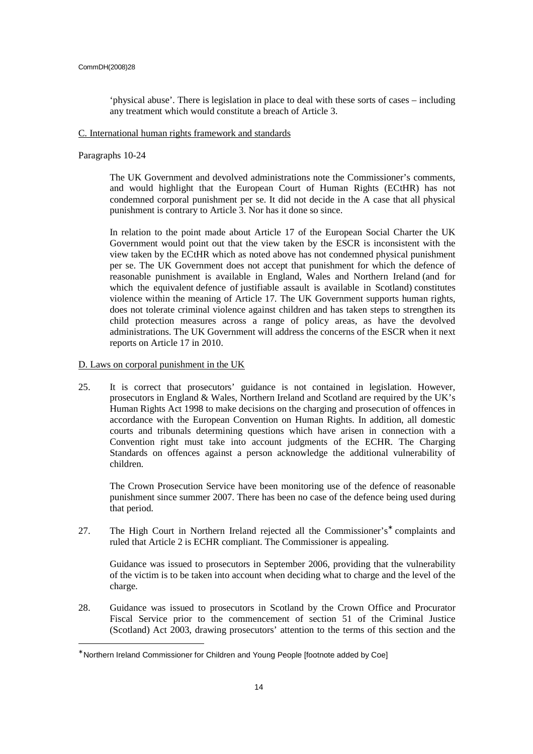'physical abuse'. There is legislation in place to deal with these sorts of cases – including any treatment which would constitute a breach of Article 3.

C. International human rights framework and standards

Paragraphs 10-24

The UK Government and devolved administrations note the Commissioner's comments, and would highlight that the European Court of Human Rights (ECtHR) has not condemned corporal punishment per se. It did not decide in the A case that all physical punishment is contrary to Article 3. Nor has it done so since.

In relation to the point made about Article 17 of the European Social Charter the UK Government would point out that the view taken by the ESCR is inconsistent with the view taken by the ECtHR which as noted above has not condemned physical punishment per se. The UK Government does not accept that punishment for which the defence of reasonable punishment is available in England, Wales and Northern Ireland (and for which the equivalent defence of justifiable assault is available in Scotland) constitutes violence within the meaning of Article 17. The UK Government supports human rights, does not tolerate criminal violence against children and has taken steps to strengthen its child protection measures across a range of policy areas, as have the devolved administrations. The UK Government will address the concerns of the ESCR when it next reports on Article 17 in 2010.

D. Laws on corporal punishment in the UK

25. It is correct that prosecutors' guidance is not contained in legislation. However, prosecutors in England & Wales, Northern Ireland and Scotland are required by the UK's Human Rights Act 1998 to make decisions on the charging and prosecution of offences in accordance with the European Convention on Human Rights. In addition, all domestic courts and tribunals determining questions which have arisen in connection with a Convention right must take into account judgments of the ECHR. The Charging Standards on offences against a person acknowledge the additional vulnerability of children.

The Crown Prosecution Service have been monitoring use of the defence of reasonable punishment since summer 2007. There has been no case of the defence being used during that period.

27. The High Court in Northern Ireland rejected all the Commissioner's* complaints and ruled that Article 2 is ECHR compliant. The Commissioner is appealing.

Guidance was issued to prosecutors in September 2006, providing that the vulnerability of the victim is to be taken into account when deciding what to charge and the level of the charge.

28. Guidance was issued to prosecutors in Scotland by the Crown Office and Procurator Fiscal Service prior to the commencement of section 51 of the Criminal Justice (Scotland) Act 2003, drawing prosecutors' attention to the terms of this section and the

* Northern Ireland Commissioner for Children and Young People [footnote added by Coe]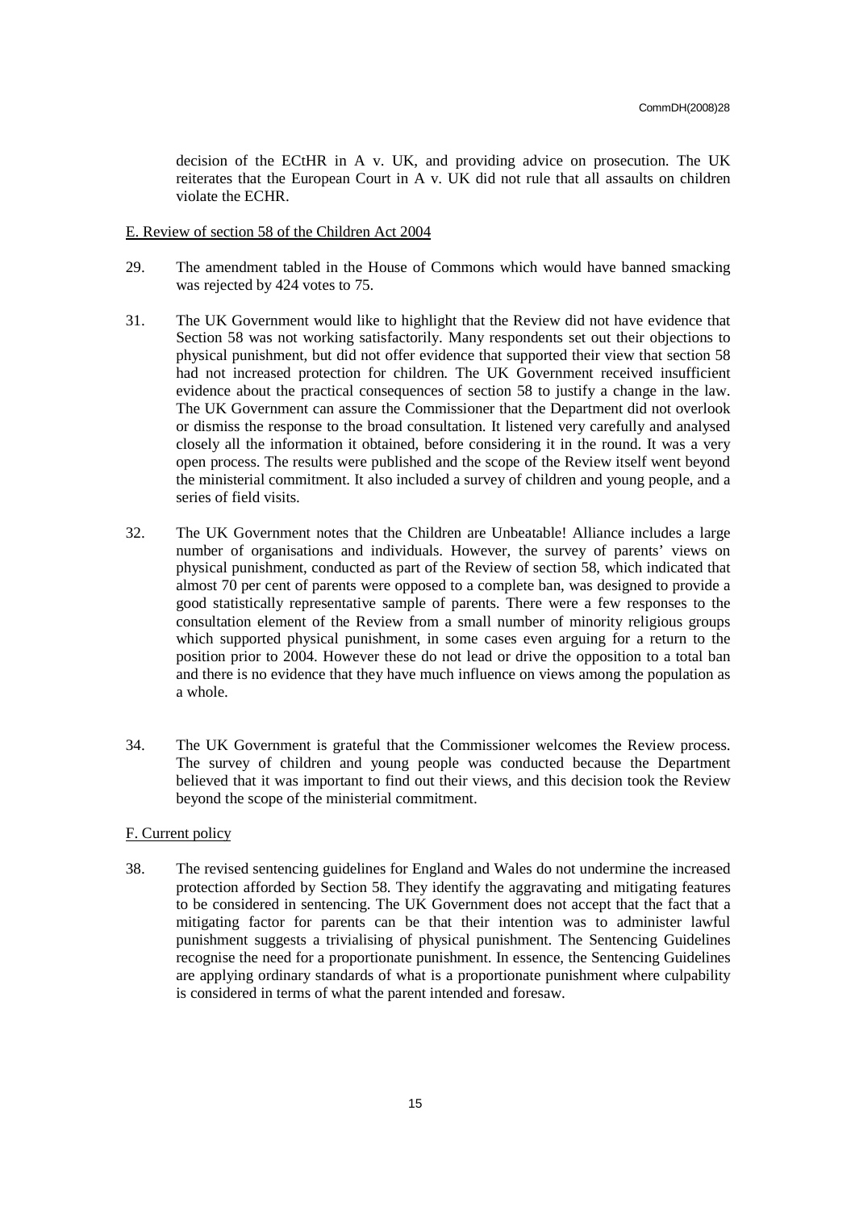decision of the ECtHR in A v. UK, and providing advice on prosecution. The UK reiterates that the European Court in A v. UK did not rule that all assaults on children violate the ECHR.

E. Review of section 58 of the Children Act 2004

29. The amendment tabled in the House of Commons which would have banned smacking was rejected by 424 votes to 75.

31. The UK Government would like to highlight that the Review did not have evidence that Section 58 was not working satisfactorily. Many respondents set out their objections to physical punishment, but did not offer evidence that supported their view that section 58 had not increased protection for children. The UK Government received insufficient evidence about the practical consequences of section 58 to justify a change in the law. The UK Government can assure the Commissioner that the Department did not overlook or dismiss the response to the broad consultation. It listened very carefully and analysed closely all the information it obtained, before considering it in the round. It was a very open process. The results were published and the scope of the Review itself went beyond the ministerial commitment. It also included a survey of children and young people, and a series of field visits.

32. The UK Government notes that the Children are Unbeatable! Alliance includes a large number of organisations and individuals. However, the survey of parents' views on physical punishment, conducted as part of the Review of section 58, which indicated that almost 70 per cent of parents were opposed to a complete ban, was designed to provide a good statistically representative sample of parents. There were a few responses to the consultation element of the Review from a small number of minority religious groups which supported physical punishment, in some cases even arguing for a return to the position prior to 2004. However these do not lead or drive the opposition to a total ban and there is no evidence that they have much influence on views among the population as a whole.

34. The UK Government is grateful that the Commissioner welcomes the Review process. The survey of children and young people was conducted because the Department believed that it was important to find out their views, and this decision took the Review beyond the scope of the ministerial commitment.

F. Current policy

38. The revised sentencing guidelines for England and Wales do not undermine the increased protection afforded by Section 58. They identify the aggravating and mitigating features to be considered in sentencing. The UK Government does not accept that the fact that a mitigating factor for parents can be that their intention was to administer lawful punishment suggests a trivialising of physical punishment. The Sentencing Guidelines recognise the need for a proportionate punishment. In essence, the Sentencing Guidelines are applying ordinary standards of what is a proportionate punishment where culpability is considered in terms of what the parent intended and foresaw.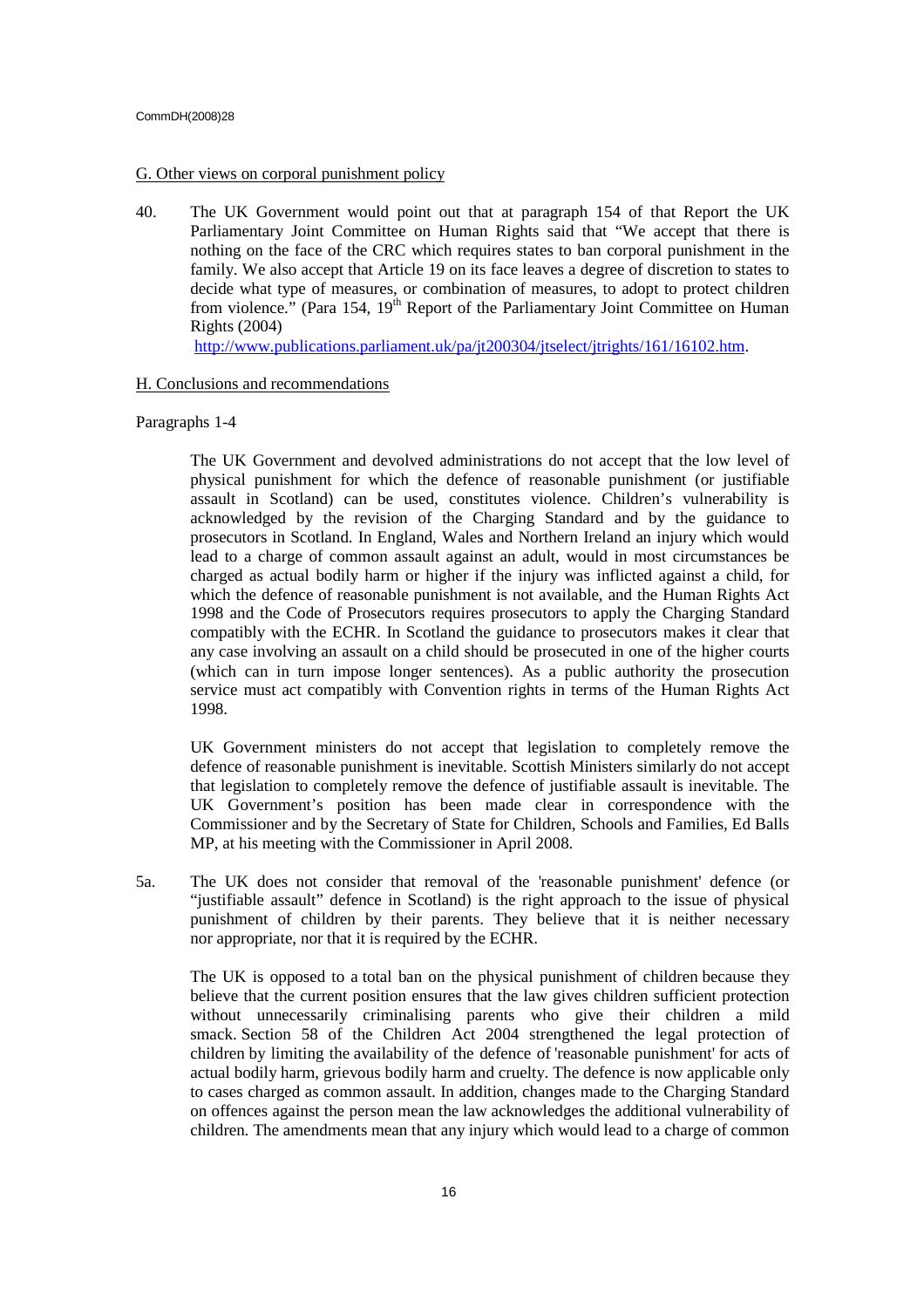## G. Other views on corporal punishment policy

40. The UK Government would point out that at paragraph 154 of that Report the UK Parliamentary Joint Committee on Human Rights said that "We accept that there is nothing on the face of the CRC which requires states to ban corporal punishment in the family. We also accept that Article 19 on its face leaves a degree of discretion to states to decide what type of measures, or combination of measures, to adopt to protect children from violence." (Para 154, 19th Report of the Parliamentary Joint Committee on Human Rights (2004) http://www.publications.parliament.uk/pa/jt200304/jtselect/jtrights/161/16102.htm.

## H. Conclusions and recommendations

Paragraphs 1-4

The UK Government and devolved administrations do not accept that the low level of physical punishment for which the defence of reasonable punishment (or justifiable assault in Scotland) can be used, constitutes violence. Children's vulnerability is acknowledged by the revision of the Charging Standard and by the guidance to prosecutors in Scotland. In England, Wales and Northern Ireland an injury which would lead to a charge of common assault against an adult, would in most circumstances be charged as actual bodily harm or higher if the injury was inflicted against a child, for which the defence of reasonable punishment is not available, and the Human Rights Act 1998 and the Code of Prosecutors requires prosecutors to apply the Charging Standard compatibly with the ECHR. In Scotland the guidance to prosecutors makes it clear that any case involving an assault on a child should be prosecuted in one of the higher courts (which can in turn impose longer sentences). As a public authority the prosecution service must act compatibly with Convention rights in terms of the Human Rights Act 1998.

UK Government ministers do not accept that legislation to completely remove the defence of reasonable punishment is inevitable. Scottish Ministers similarly do not accept that legislation to completely remove the defence of justifiable assault is inevitable. The UK Government's position has been made clear in correspondence with the Commissioner and by the Secretary of State for Children, Schools and Families, Ed Balls MP, at his meeting with the Commissioner in April 2008.

5a. The UK does not consider that removal of the 'reasonable punishment' defence (or "justifiable assault" defence in Scotland) is the right approach to the issue of physical punishment of children by their parents. They believe that it is neither necessary nor appropriate, nor that it is required by the ECHR.

The UK is opposed to a total ban on the physical punishment of children because they believe that the current position ensures that the law gives children sufficient protection without unnecessarily criminalising parents who give their children a mild smack. Section 58 of the Children Act 2004 strengthened the legal protection of children by limiting the availability of the defence of 'reasonable punishment' for acts of actual bodily harm, grievous bodily harm and cruelty. The defence is now applicable only to cases charged as common assault. In addition, changes made to the Charging Standard on offences against the person mean the law acknowledges the additional vulnerability of children. The amendments mean that any injury which would lead to a charge of common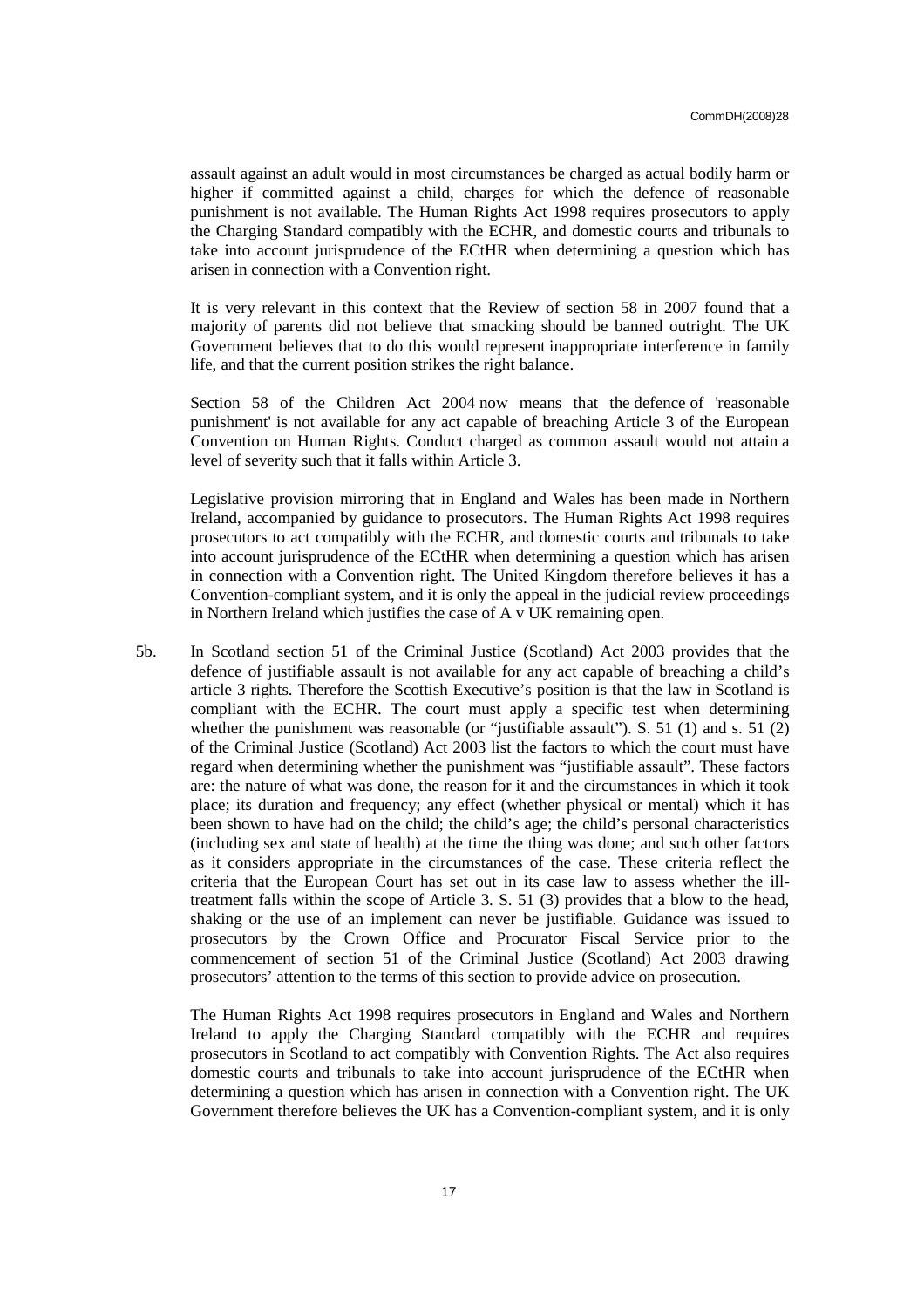assault against an adult would in most circumstances be charged as actual bodily harm or higher if committed against a child, charges for which the defence of reasonable punishment is not available. The Human Rights Act 1998 requires prosecutors to apply the Charging Standard compatibly with the ECHR, and domestic courts and tribunals to take into account jurisprudence of the ECtHR when determining a question which has arisen in connection with a Convention right.

It is very relevant in this context that the Review of section 58 in 2007 found that a majority of parents did not believe that smacking should be banned outright. The UK Government believes that to do this would represent inappropriate interference in family life, and that the current position strikes the right balance.

Section 58 of the Children Act 2004 now means that the defence of 'reasonable punishment' is not available for any act capable of breaching Article 3 of the European Convention on Human Rights. Conduct charged as common assault would not attain a level of severity such that it falls within Article 3.

Legislative provision mirroring that in England and Wales has been made in Northern Ireland, accompanied by guidance to prosecutors. The Human Rights Act 1998 requires prosecutors to act compatibly with the ECHR, and domestic courts and tribunals to take into account jurisprudence of the ECtHR when determining a question which has arisen in connection with a Convention right. The United Kingdom therefore believes it has a Convention-compliant system, and it is only the appeal in the judicial review proceedings in Northern Ireland which justifies the case of A v UK remaining open.

5b. In Scotland section 51 of the Criminal Justice (Scotland) Act 2003 provides that the defence of justifiable assault is not available for any act capable of breaching a child's article 3 rights. Therefore the Scottish Executive's position is that the law in Scotland is compliant with the ECHR. The court must apply a specific test when determining whether the punishment was reasonable (or "justifiable assault"). S. 51 (1) and s. 51 (2) of the Criminal Justice (Scotland) Act 2003 list the factors to which the court must have regard when determining whether the punishment was "justifiable assault". These factors are: the nature of what was done, the reason for it and the circumstances in which it took place; its duration and frequency; any effect (whether physical or mental) which it has been shown to have had on the child; the child's age; the child's personal characteristics (including sex and state of health) at the time the thing was done; and such other factors as it considers appropriate in the circumstances of the case. These criteria reflect the criteria that the European Court has set out in its case law to assess whether the ill-treatment falls within the scope of Article 3. S. 51 (3) provides that a blow to the head, shaking or the use of an implement can never be justifiable. Guidance was issued to prosecutors by the Crown Office and Procurator Fiscal Service prior to the commencement of section 51 of the Criminal Justice (Scotland) Act 2003 drawing prosecutors' attention to the terms of this section to provide advice on prosecution.

The Human Rights Act 1998 requires prosecutors in England and Wales and Northern Ireland to apply the Charging Standard compatibly with the ECHR and requires prosecutors in Scotland to act compatibly with Convention Rights. The Act also requires domestic courts and tribunals to take into account jurisprudence of the ECtHR when determining a question which has arisen in connection with a Convention right. The UK Government therefore believes the UK has a Convention-compliant system, and it is only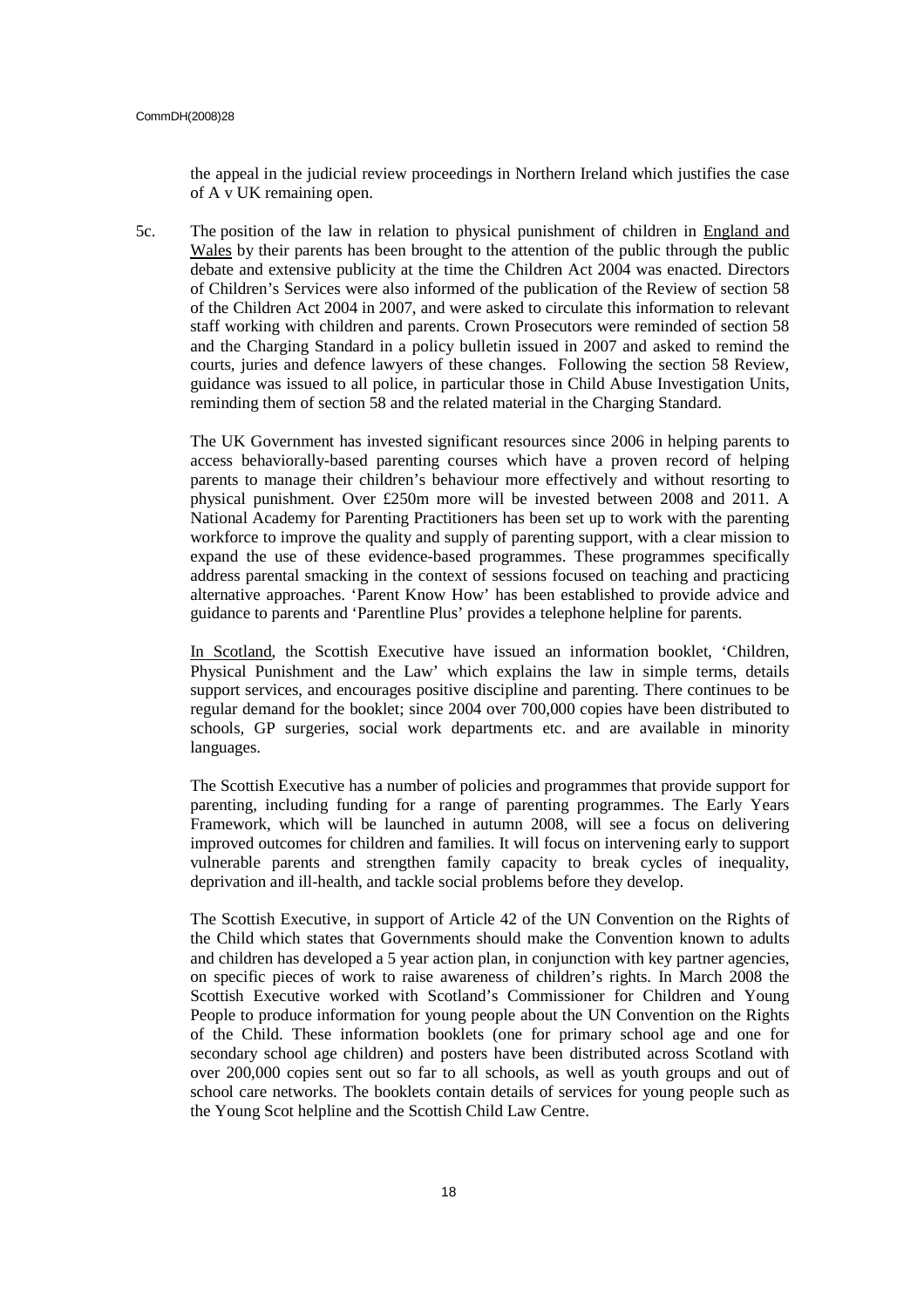the appeal in the judicial review proceedings in Northern Ireland which justifies the case of A v UK remaining open.

5c. The position of the law in relation to physical punishment of children in England and Wales by their parents has been brought to the attention of the public through the public debate and extensive publicity at the time the Children Act 2004 was enacted. Directors of Children's Services were also informed of the publication of the Review of section 58 of the Children Act 2004 in 2007, and were asked to circulate this information to relevant staff working with children and parents. Crown Prosecutors were reminded of section 58 and the Charging Standard in a policy bulletin issued in 2007 and asked to remind the courts, juries and defence lawyers of these changes. Following the section 58 Review, guidance was issued to all police, in particular those in Child Abuse Investigation Units, reminding them of section 58 and the related material in the Charging Standard.

The UK Government has invested significant resources since 2006 in helping parents to access behaviorally-based parenting courses which have a proven record of helping parents to manage their children's behaviour more effectively and without resorting to physical punishment. Over £250m more will be invested between 2008 and 2011. A National Academy for Parenting Practitioners has been set up to work with the parenting workforce to improve the quality and supply of parenting support, with a clear mission to expand the use of these evidence-based programmes. These programmes specifically address parental smacking in the context of sessions focused on teaching and practicing alternative approaches. 'Parent Know How' has been established to provide advice and guidance to parents and 'Parentline Plus' provides a telephone helpline for parents.

In Scotland, the Scottish Executive have issued an information booklet, 'Children, Physical Punishment and the Law' which explains the law in simple terms, details support services, and encourages positive discipline and parenting. There continues to be regular demand for the booklet; since 2004 over 700,000 copies have been distributed to schools, GP surgeries, social work departments etc. and are available in minority languages.

The Scottish Executive has a number of policies and programmes that provide support for parenting, including funding for a range of parenting programmes. The Early Years Framework, which will be launched in autumn 2008, will see a focus on delivering improved outcomes for children and families. It will focus on intervening early to support vulnerable parents and strengthen family capacity to break cycles of inequality, deprivation and ill-health, and tackle social problems before they develop.

The Scottish Executive, in support of Article 42 of the UN Convention on the Rights of the Child which states that Governments should make the Convention known to adults and children has developed a 5 year action plan, in conjunction with key partner agencies, on specific pieces of work to raise awareness of children's rights. In March 2008 the Scottish Executive worked with Scotland's Commissioner for Children and Young People to produce information for young people about the UN Convention on the Rights of the Child. These information booklets (one for primary school age and one for secondary school age children) and posters have been distributed across Scotland with over 200,000 copies sent out so far to all schools, as well as youth groups and out of school care networks. The booklets contain details of services for young people such as the Young Scot helpline and the Scottish Child Law Centre.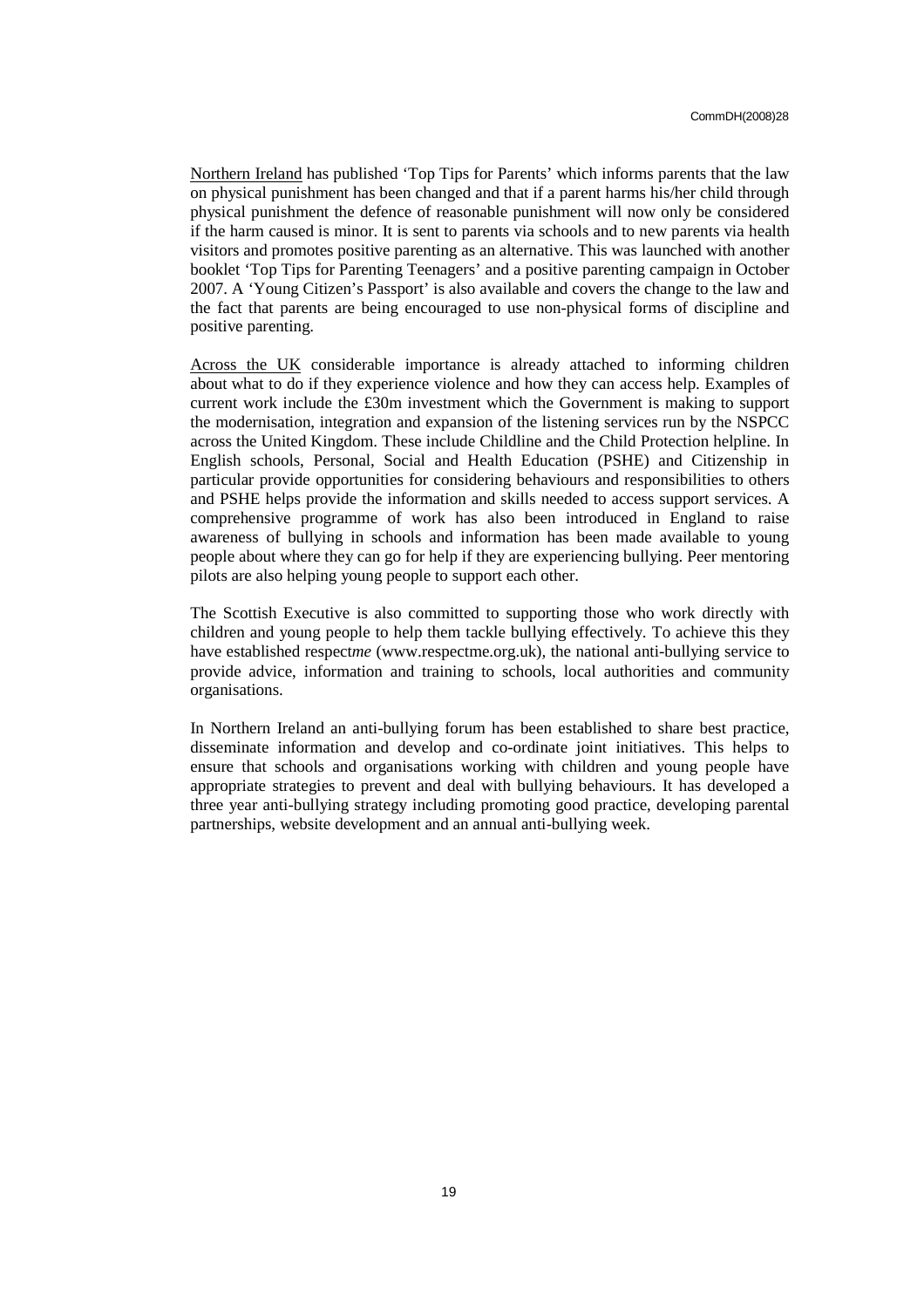Northern Ireland has published 'Top Tips for Parents' which informs parents that the law on physical punishment has been changed and that if a parent harms his/her child through physical punishment the defence of reasonable punishment will now only be considered if the harm caused is minor. It is sent to parents via schools and to new parents via health visitors and promotes positive parenting as an alternative. This was launched with another booklet 'Top Tips for Parenting Teenagers' and a positive parenting campaign in October 2007. A 'Young Citizen's Passport' is also available and covers the change to the law and the fact that parents are being encouraged to use non-physical forms of discipline and positive parenting.

Across the UK considerable importance is already attached to informing children about what to do if they experience violence and how they can access help. Examples of current work include the £30m investment which the Government is making to support the modernisation, integration and expansion of the listening services run by the NSPCC across the United Kingdom. These include Childline and the Child Protection helpline. In English schools, Personal, Social and Health Education (PSHE) and Citizenship in particular provide opportunities for considering behaviours and responsibilities to others and PSHE helps provide the information and skills needed to access support services. A comprehensive programme of work has also been introduced in England to raise awareness of bullying in schools and information has been made available to young people about where they can go for help if they are experiencing bullying. Peer mentoring pilots are also helping young people to support each other.

The Scottish Executive is also committed to supporting those who work directly with children and young people to help them tackle bullying effectively. To achieve this they have established respect*me* (www.respectme.org.uk), the national anti-bullying service to provide advice, information and training to schools, local authorities and community organisations.

In Northern Ireland an anti-bullying forum has been established to share best practice, disseminate information and develop and co-ordinate joint initiatives. This helps to ensure that schools and organisations working with children and young people have appropriate strategies to prevent and deal with bullying behaviours. It has developed a three year anti-bullying strategy including promoting good practice, developing parental partnerships, website development and an annual anti-bullying week.